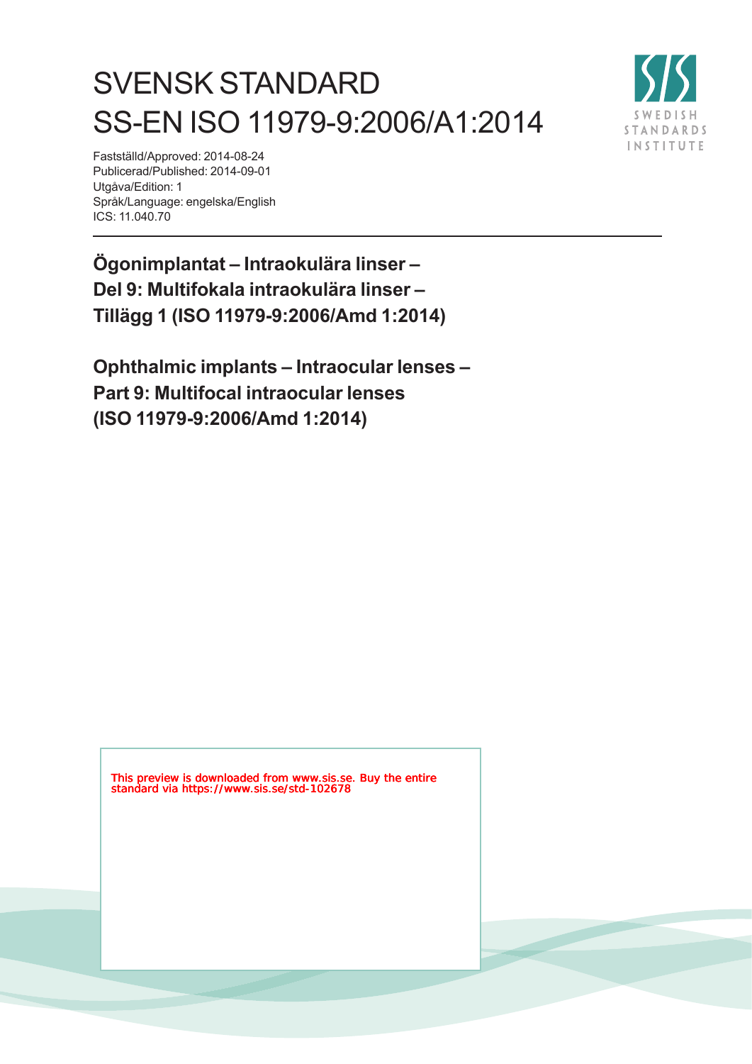# SVENSK STANDARD
# SS-EN ISO 11979-9:2006/A1:2014

Fastställd/Approved: 2014-08-24
Publicerad/Published: 2014-09-01
Utgåva/Edition: 1
Språk/Language: engelska/English
ICS: 11.040.70

SWEDISH STANDARDS INSTITUTE

## Ögonimplantat – Intraokulära linser – Del 9: Multifokala intraokulära linser – Tillägg 1 (ISO 11979-9:2006/Amd 1:2014)

## Ophthalmic implants – Intraocular lenses – Part 9: Multifocal intraocular lenses (ISO 11979-9:2006/Amd 1:2014)

This preview is downloaded from www.sis.se. Buy the entire standard via https://www.sis.se/std-102678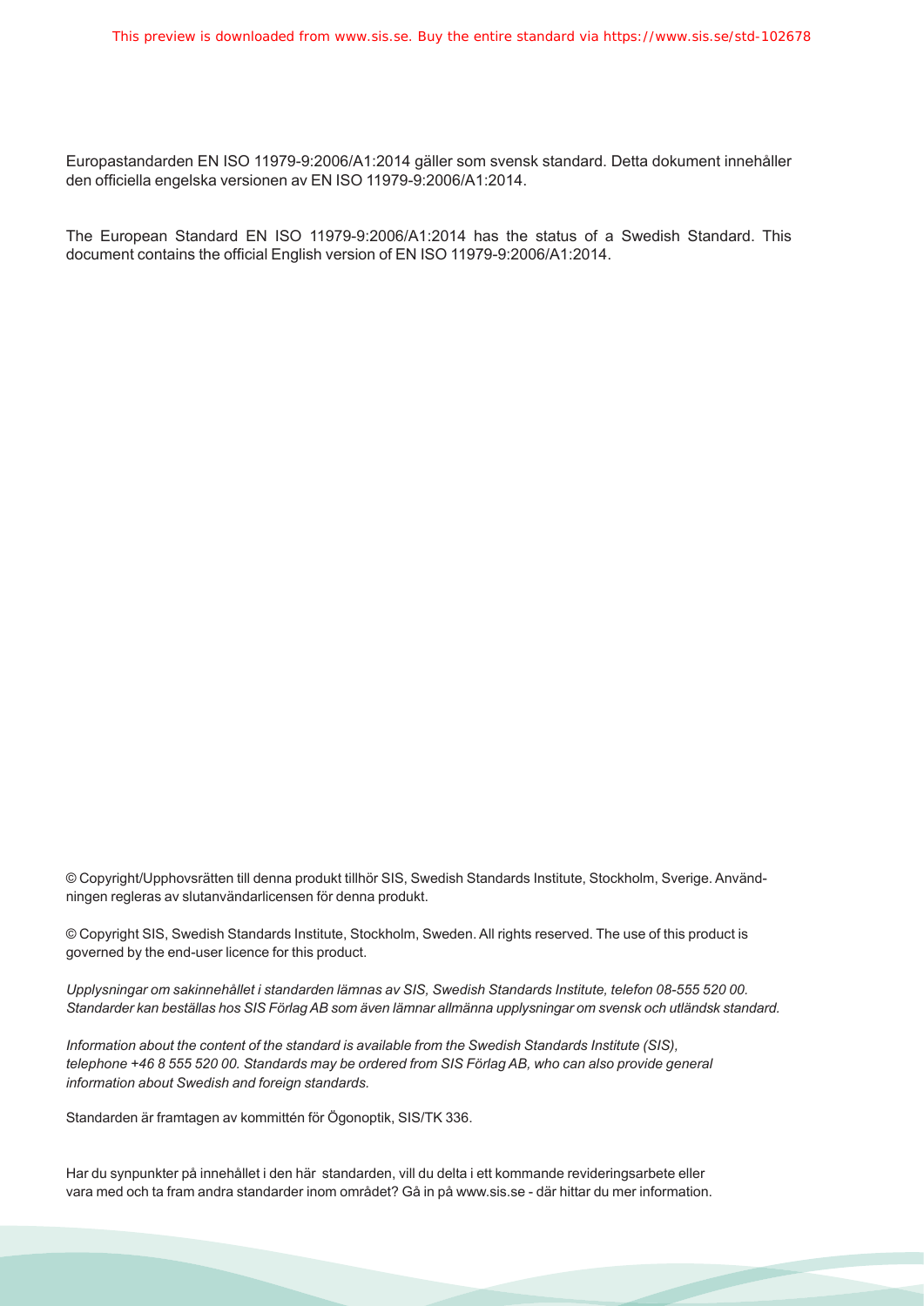Europastandarden EN ISO 11979-9:2006/A1:2014 gäller som svensk standard. Detta dokument innehåller den officiella engelska versionen av EN ISO 11979-9:2006/A1:2014.

The European Standard EN ISO 11979-9:2006/A1:2014 has the status of a Swedish Standard. This document contains the official English version of EN ISO 11979-9:2006/A1:2014.

© Copyright/Upphovsrätten till denna produkt tillhör SIS, Swedish Standards Institute, Stockholm, Sverige. Användningen regleras av slutanvändarlicensen för denna produkt.

© Copyright SIS, Swedish Standards Institute, Stockholm, Sweden. All rights reserved. The use of this product is governed by the end-user licence for this product.

*Upplysningar om sakinnehållet i standarden lämnas av SIS, Swedish Standards Institute, telefon 08-555 520 00. Standarder kan beställas hos SIS Förlag AB som även lämnar allmänna upplysningar om svensk och utländsk standard.*

*Information about the content of the standard is available from the Swedish Standards Institute (SIS), telephone +46 8 555 520 00. Standards may be ordered from SIS Förlag AB, who can also provide general information about Swedish and foreign standards.*

Standarden är framtagen av kommittén för Ögonoptik, SIS/TK 336.

Har du synpunkter på innehållet i den här standarden, vill du delta i ett kommande revideringsarbete eller vara med och ta fram andra standarder inom området? Gå in på www.sis.se - där hittar du mer information.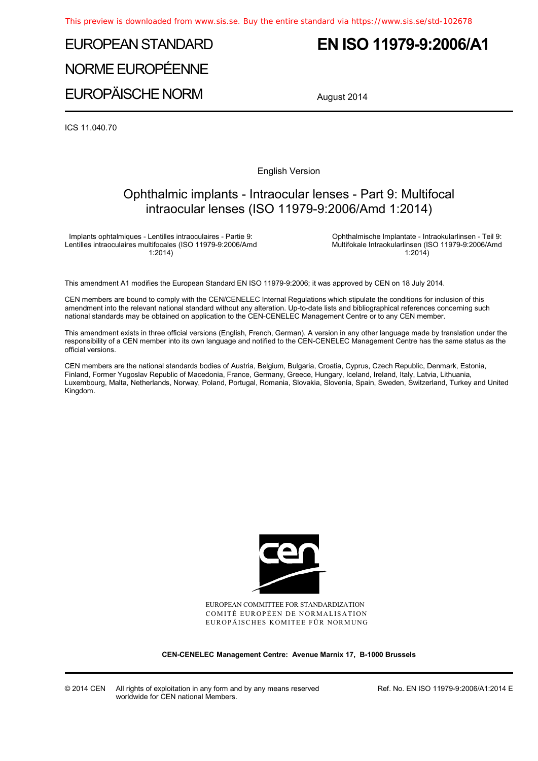EUROPEAN STANDARD

NORME EUROPÉENNE

EUROPÄISCHE NORM

# EN ISO 11979-9:2006/A1

August 2014

ICS 11.040.70

English Version

## Ophthalmic implants - Intraocular lenses - Part 9: Multifocal intraocular lenses (ISO 11979-9:2006/Amd 1:2014)

Implants ophtalmiques - Lentilles intraoculaires - Partie 9: Lentilles intraoculaires multifocales (ISO 11979-9:2006/Amd 1:2014)

Ophthalmische Implantate - Intraokularlinsen - Teil 9: Multifokale Intraokularlinsen (ISO 11979-9:2006/Amd 1:2014)

This amendment A1 modifies the European Standard EN ISO 11979-9:2006; it was approved by CEN on 18 July 2014.

CEN members are bound to comply with the CEN/CENELEC Internal Regulations which stipulate the conditions for inclusion of this amendment into the relevant national standard without any alteration. Up-to-date lists and bibliographical references concerning such national standards may be obtained on application to the CEN-CENELEC Management Centre or to any CEN member.

This amendment exists in three official versions (English, French, German). A version in any other language made by translation under the responsibility of a CEN member into its own language and notified to the CEN-CENELEC Management Centre has the same status as the official versions.

CEN members are the national standards bodies of Austria, Belgium, Bulgaria, Croatia, Cyprus, Czech Republic, Denmark, Estonia, Finland, Former Yugoslav Republic of Macedonia, France, Germany, Greece, Hungary, Iceland, Ireland, Italy, Latvia, Lithuania, Luxembourg, Malta, Netherlands, Norway, Poland, Portugal, Romania, Slovakia, Slovenia, Spain, Sweden, Switzerland, Turkey and United Kingdom.

EUROPEAN COMMITTEE FOR STANDARDIZATION
COMITÉ EUROPÉEN DE NORMALISATION
EUROPÄISCHES KOMITEE FÜR NORMUNG

**CEN-CENELEC Management Centre: Avenue Marnix 17, B-1000 Brussels**

© 2014 CEN All rights of exploitation in any form and by any means reserved worldwide for CEN national Members.

Ref. No. EN ISO 11979-9:2006/A1:2014 E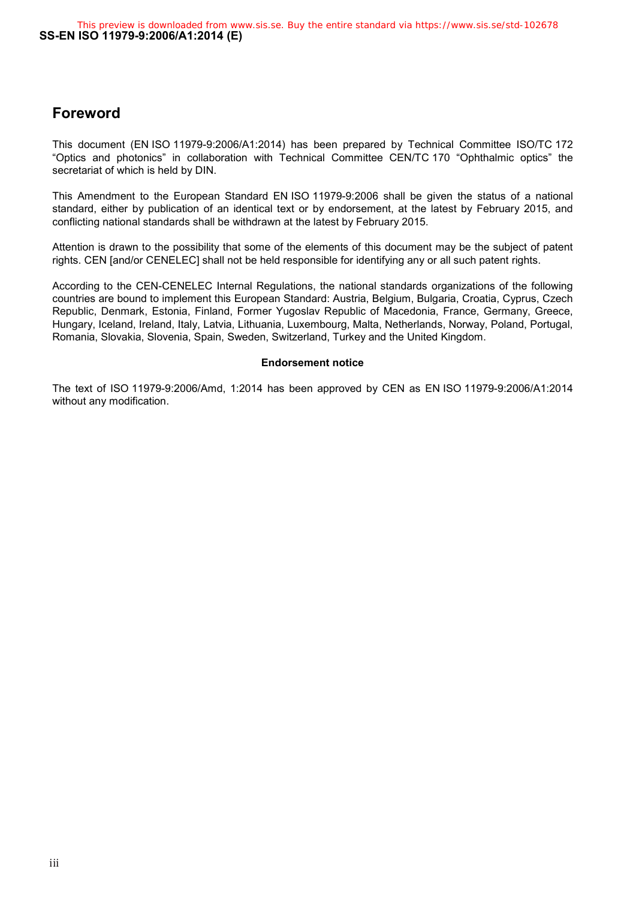## Foreword

This document (EN ISO 11979-9:2006/A1:2014) has been prepared by Technical Committee ISO/TC 172 “Optics and photonics” in collaboration with Technical Committee CEN/TC 170 “Ophthalmic optics” the secretariat of which is held by DIN.

This Amendment to the European Standard EN ISO 11979-9:2006 shall be given the status of a national standard, either by publication of an identical text or by endorsement, at the latest by February 2015, and conflicting national standards shall be withdrawn at the latest by February 2015.

Attention is drawn to the possibility that some of the elements of this document may be the subject of patent rights. CEN [and/or CENELEC] shall not be held responsible for identifying any or all such patent rights.

According to the CEN-CENELEC Internal Regulations, the national standards organizations of the following countries are bound to implement this European Standard: Austria, Belgium, Bulgaria, Croatia, Cyprus, Czech Republic, Denmark, Estonia, Finland, Former Yugoslav Republic of Macedonia, France, Germany, Greece, Hungary, Iceland, Ireland, Italy, Latvia, Lithuania, Luxembourg, Malta, Netherlands, Norway, Poland, Portugal, Romania, Slovakia, Slovenia, Spain, Sweden, Switzerland, Turkey and the United Kingdom.

**Endorsement notice**

The text of ISO 11979-9:2006/Amd, 1:2014 has been approved by CEN as EN ISO 11979-9:2006/A1:2014 without any modification.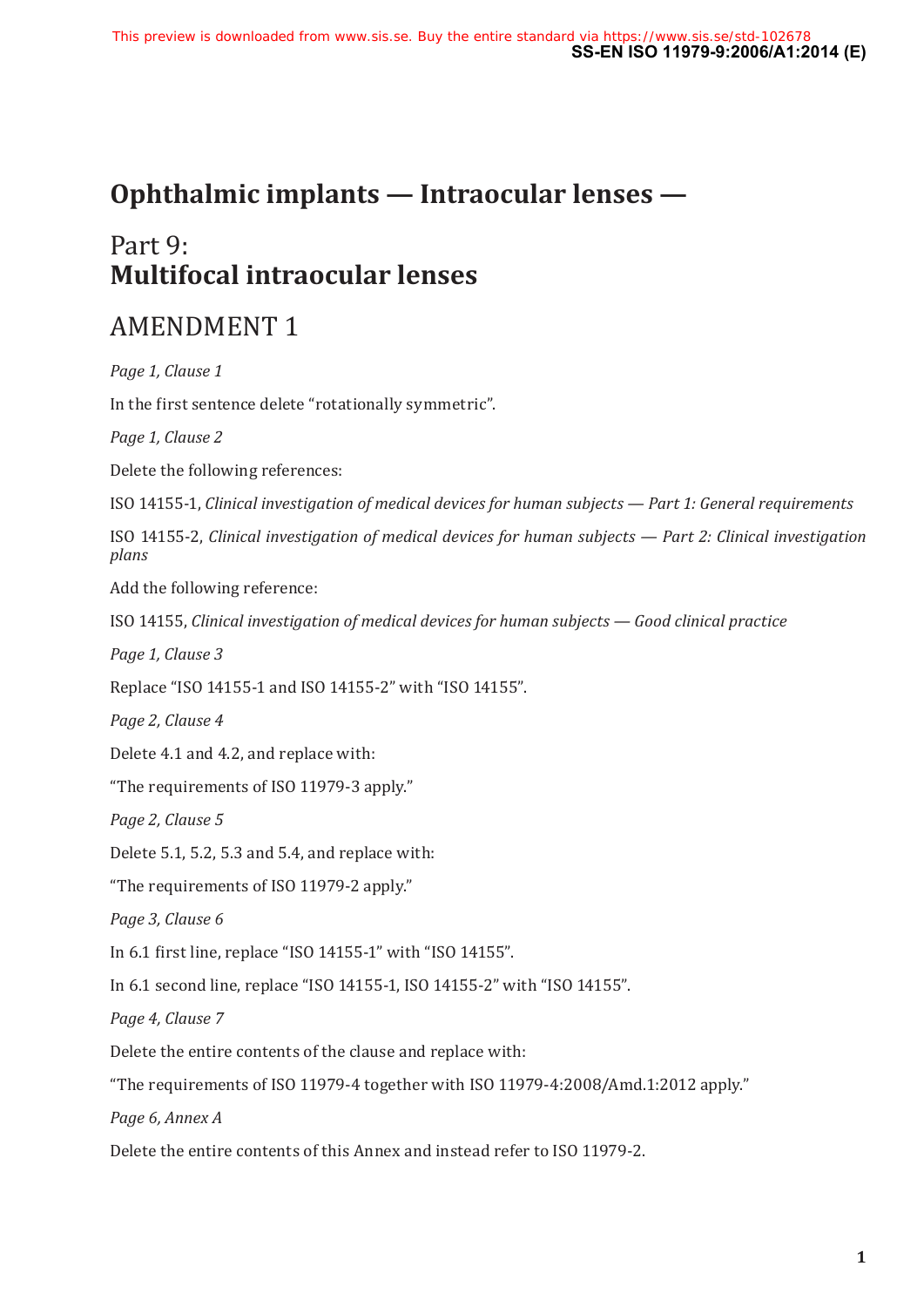# Ophthalmic implants — Intraocular lenses —

## Part 9:
## Multifocal intraocular lenses

## AMENDMENT 1

*Page 1, Clause 1*

In the first sentence delete “rotationally symmetric”.

*Page 1, Clause 2*

Delete the following references:

ISO 14155-1, *Clinical investigation of medical devices for human subjects — Part 1: General requirements*

ISO 14155-2, *Clinical investigation of medical devices for human subjects — Part 2: Clinical investigation plans*

Add the following reference:

ISO 14155, *Clinical investigation of medical devices for human subjects — Good clinical practice*

*Page 1, Clause 3*

Replace “ISO 14155-1 and ISO 14155-2” with “ISO 14155”.

*Page 2, Clause 4*

Delete 4.1 and 4.2, and replace with:

“The requirements of ISO 11979-3 apply.”

*Page 2, Clause 5*

Delete 5.1, 5.2, 5.3 and 5.4, and replace with:

“The requirements of ISO 11979-2 apply.”

*Page 3, Clause 6*

In 6.1 first line, replace “ISO 14155-1” with “ISO 14155”.

In 6.1 second line, replace “ISO 14155-1, ISO 14155-2” with “ISO 14155”.

*Page 4, Clause 7*

Delete the entire contents of the clause and replace with:

“The requirements of ISO 11979-4 together with ISO 11979-4:2008/Amd.1:2012 apply.”

*Page 6, Annex A*

Delete the entire contents of this Annex and instead refer to ISO 11979-2.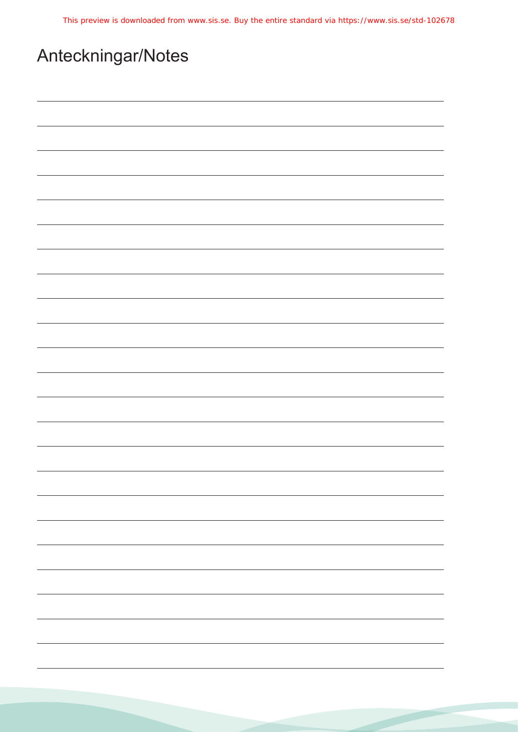# Anteckningar/Notes